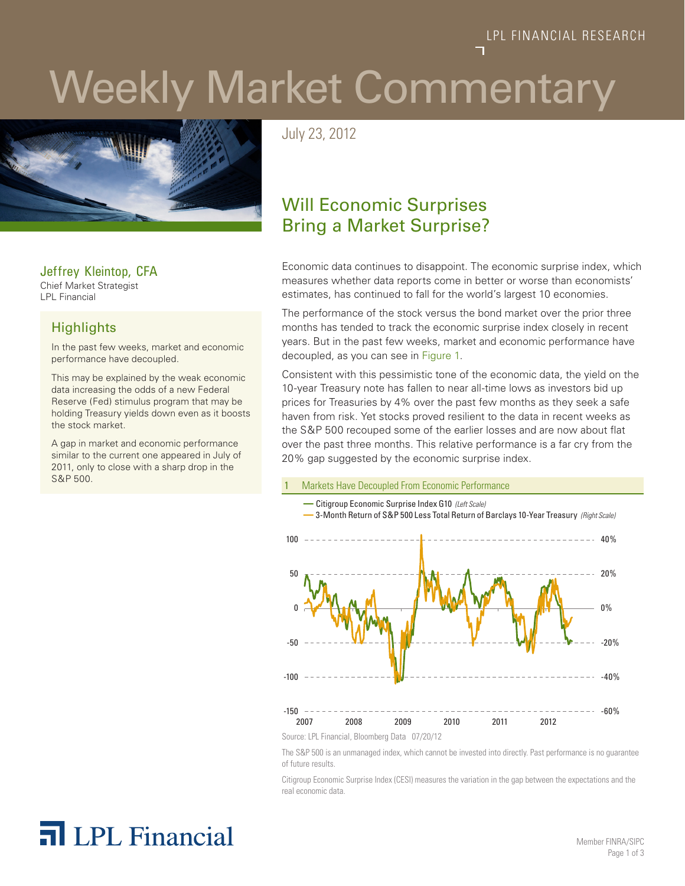LPL FINANCIAL RESEARCH

# Weekly Market Commentary

July 23, 2012

## Will Economic Surprises Bring a Market Surprise?

**Jeffrey Kleintop, CFA**
Chief Market Strategist
LPL Financial

### Highlights

In the past few weeks, market and economic performance have decoupled.

This may be explained by the weak economic data increasing the odds of a new Federal Reserve (Fed) stimulus program that may be holding Treasury yields down even as it boosts the stock market.

A gap in market and economic performance similar to the current one appeared in July of 2011, only to close with a sharp drop in the S&P 500.

Economic data continues to disappoint. The economic surprise index, which measures whether data reports come in better or worse than economists' estimates, has continued to fall for the world's largest 10 economies.

The performance of the stock versus the bond market over the prior three months has tended to track the economic surprise index closely in recent years. But in the past few weeks, market and economic performance have decoupled, as you can see in Figure 1.

Consistent with this pessimistic tone of the economic data, the yield on the 10-year Treasury note has fallen to near all-time lows as investors bid up prices for Treasuries by 4% over the past few months as they seek a safe haven from risk. Yet stocks proved resilient to the data in recent weeks as the S&P 500 recouped some of the earlier losses and are now about flat over the past three months. This relative performance is a far cry from the 20% gap suggested by the economic surprise index.

1 Markets Have Decoupled From Economic Performance

— Citigroup Economic Surprise Index G10 *(Left Scale)*
— 3-Month Return of S&P 500 Less Total Return of Barclays 10-Year Treasury *(Right Scale)*

Source: LPL Financial, Bloomberg Data 07/20/12

The S&P 500 is an unmanaged index, which cannot be invested into directly. Past performance is no guarantee of future results.

Citigroup Economic Surprise Index (CESI) measures the variation in the gap between the expectations and the real economic data.

LPL Financial

Member FINRA/SIPC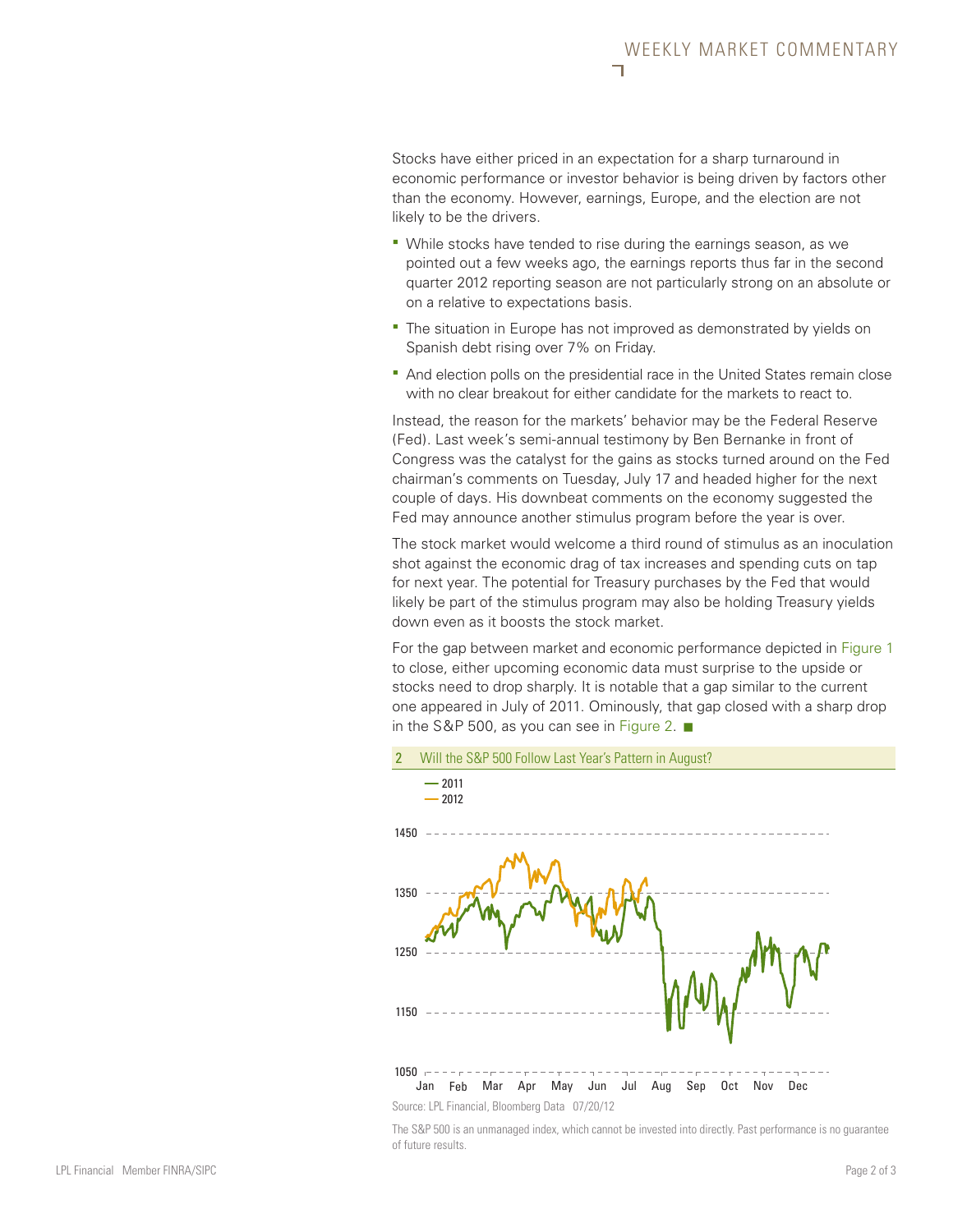Stocks have either priced in an expectation for a sharp turnaround in economic performance or investor behavior is being driven by factors other than the economy. However, earnings, Europe, and the election are not likely to be the drivers.

- While stocks have tended to rise during the earnings season, as we pointed out a few weeks ago, the earnings reports thus far in the second quarter 2012 reporting season are not particularly strong on an absolute or on a relative to expectations basis.
- The situation in Europe has not improved as demonstrated by yields on Spanish debt rising over 7% on Friday.
- And election polls on the presidential race in the United States remain close with no clear breakout for either candidate for the markets to react to.

Instead, the reason for the markets' behavior may be the Federal Reserve (Fed). Last week's semi-annual testimony by Ben Bernanke in front of Congress was the catalyst for the gains as stocks turned around on the Fed chairman's comments on Tuesday, July 17 and headed higher for the next couple of days. His downbeat comments on the economy suggested the Fed may announce another stimulus program before the year is over.

The stock market would welcome a third round of stimulus as an inoculation shot against the economic drag of tax increases and spending cuts on tap for next year. The potential for Treasury purchases by the Fed that would likely be part of the stimulus program may also be holding Treasury yields down even as it boosts the stock market.

For the gap between market and economic performance depicted in Figure 1 to close, either upcoming economic data must surprise to the upside or stocks need to drop sharply. It is notable that a gap similar to the current one appeared in July of 2011. Ominously, that gap closed with a sharp drop in the S&P 500, as you can see in Figure 2. ■

**2 Will the S&P 500 Follow Last Year's Pattern in August?**

Source: LPL Financial, Bloomberg Data 07/20/12

The S&P 500 is an unmanaged index, which cannot be invested into directly. Past performance is no guarantee of future results.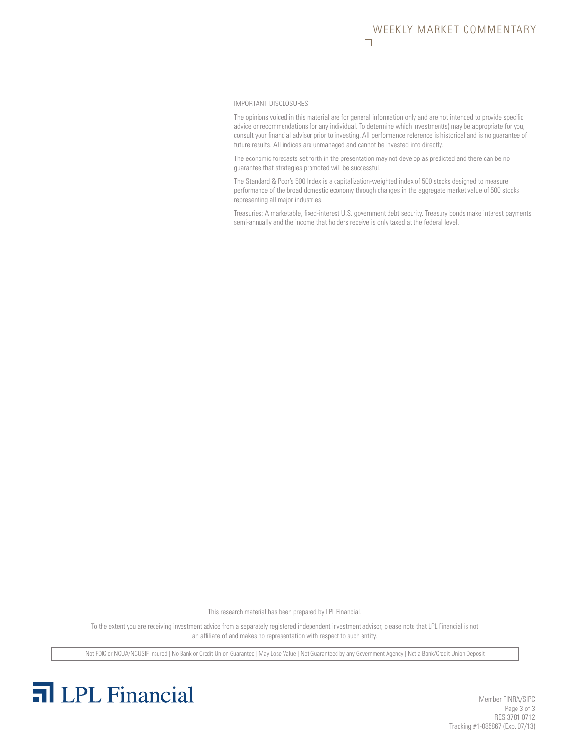## IMPORTANT DISCLOSURES

The opinions voiced in this material are for general information only and are not intended to provide specific advice or recommendations for any individual. To determine which investment(s) may be appropriate for you, consult your financial advisor prior to investing. All performance reference is historical and is no guarantee of future results. All indices are unmanaged and cannot be invested into directly.

The economic forecasts set forth in the presentation may not develop as predicted and there can be no guarantee that strategies promoted will be successful.

The Standard & Poor's 500 Index is a capitalization-weighted index of 500 stocks designed to measure performance of the broad domestic economy through changes in the aggregate market value of 500 stocks representing all major industries.

Treasuries: A marketable, fixed-interest U.S. government debt security. Treasury bonds make interest payments semi-annually and the income that holders receive is only taxed at the federal level.

This research material has been prepared by LPL Financial.

To the extent you are receiving investment advice from a separately registered independent investment advisor, please note that LPL Financial is not an affiliate of and makes no representation with respect to such entity.

Not FDIC or NCUA/NCUSIF Insured | No Bank or Credit Union Guarantee | May Lose Value | Not Guaranteed by any Government Agency | Not a Bank/Credit Union Deposit

LPL Financial

Member FINRA/SIPC

RES 3781 0712

Tracking #1-085867 (Exp. 07/13)